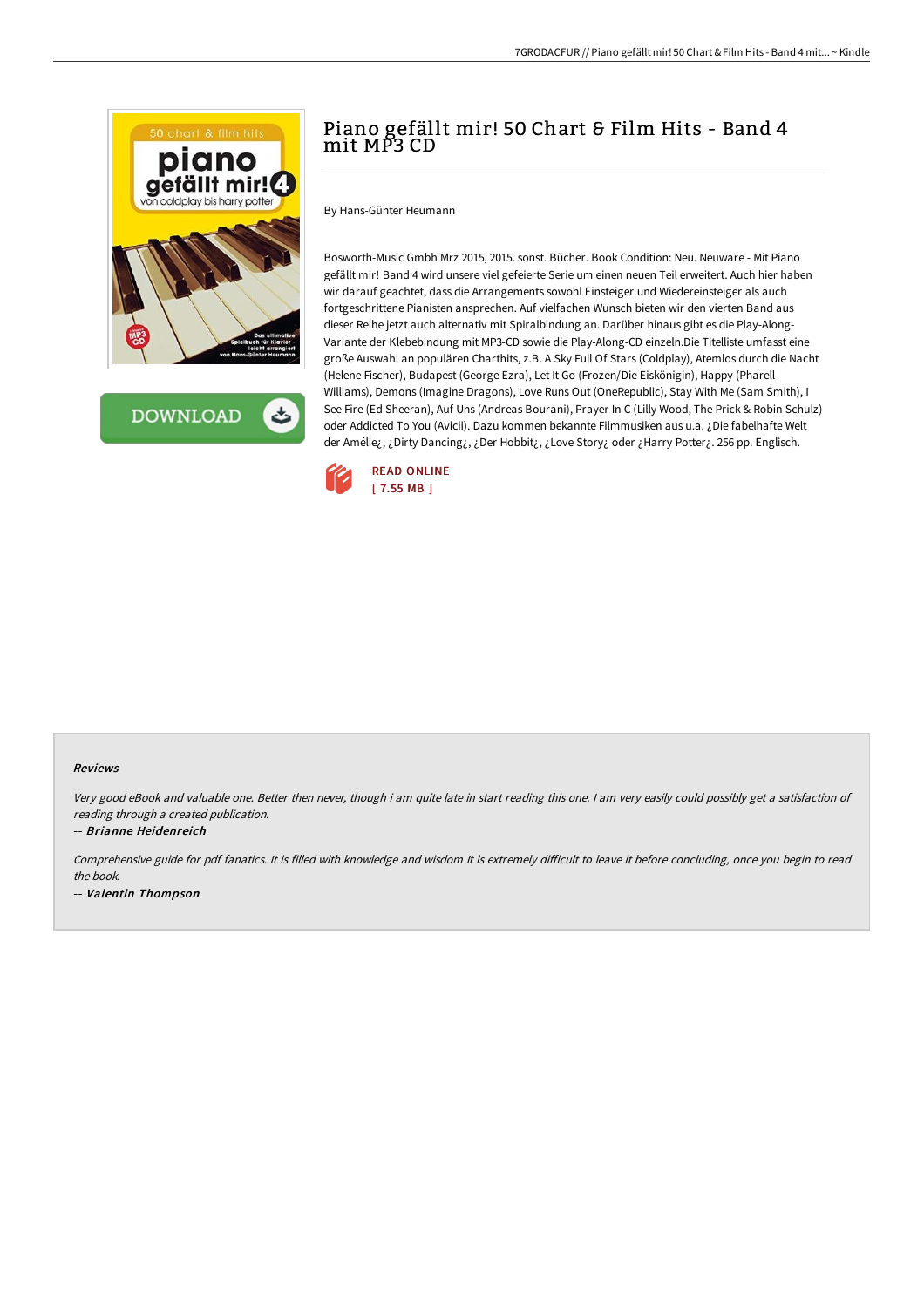# Piano gefällt mir! 50 Chart & Film Hits - Band 4 mit MP3 CD

By Hans-Günter Heumann

Bosworth-Music Gmbh Mrz 2015, 2015. sonst. Bücher. Book Condition: Neu. Neuware - Mit Piano gefällt mir! Band 4 wird unsere viel gefeierte Serie um einen neuen Teil erweitert. Auch hier haben wir darauf geachtet, dass die Arrangements sowohl Einsteiger und Wiedereinsteiger als auch fortgeschrittene Pianisten ansprechen. Auf vielfachen Wunsch bieten wir den vierten Band aus dieser Reihe jetzt auch alternativ mit Spiralbindung an. Darüber hinaus gibt es die Play-Along-Variante der Klebebindung mit MP3-CD sowie die Play-Along-CD einzeln.Die Titelliste umfasst eine große Auswahl an populären Charthits, z.B. A Sky Full Of Stars (Coldplay), Atemlos durch die Nacht (Helene Fischer), Budapest (George Ezra), Let It Go (Frozen/Die Eiskönigin), Happy (Pharell Williams), Demons (Imagine Dragons), Love Runs Out (OneRepublic), Stay With Me (Sam Smith), I See Fire (Ed Sheeran), Auf Uns (Andreas Bourani), Prayer In C (Lilly Wood, The Prick & Robin Schulz) oder Addicted To You (Avicii). Dazu kommen bekannte Filmmusiken aus u.a. ¿Die fabelhafte Welt der Amélie¿, ¿Dirty Dancing¿, ¿Der Hobbit¿, ¿Love Story¿ oder ¿Harry Potter¿. 256 pp. Englisch.

READ ONLINE
[ 7.55 MB ]

### Reviews

*Very good eBook and valuable one. Better then never, though i am quite late in start reading this one. I am very easily could possibly get a satisfaction of reading through a created publication.*

-- ***Brianne Heidenreich***

*Comprehensive guide for pdf fanatics. It is filled with knowledge and wisdom It is extremely difficult to leave it before concluding, once you begin to read the book.*

-- ***Valentin Thompson***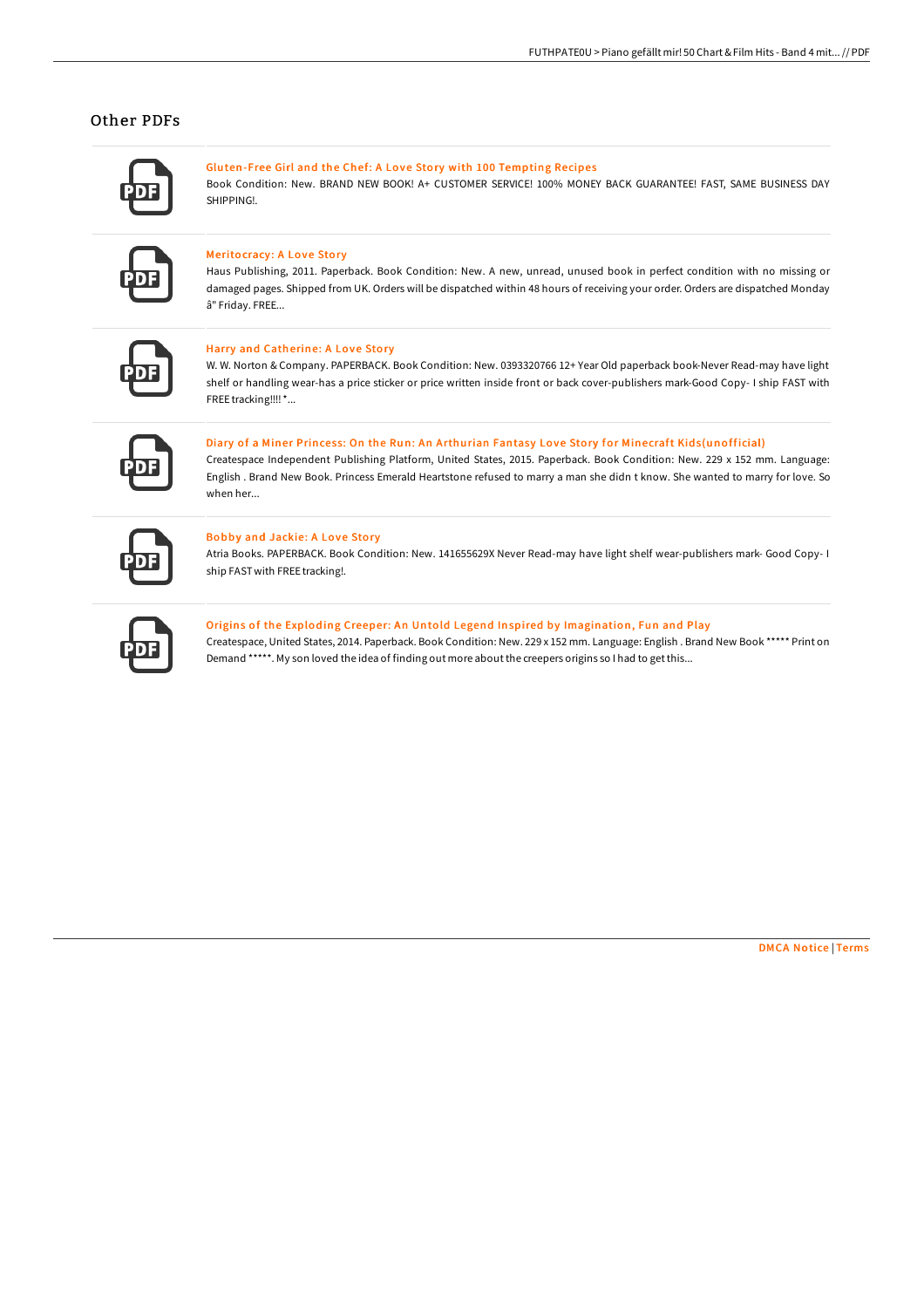## Other PDFs

### Gluten-Free Girl and the Chef: A Love Story with 100 Tempting Recipes

Book Condition: New. BRAND NEW BOOK! A+ CUSTOMER SERVICE! 100% MONEY BACK GUARANTEE! FAST, SAME BUSINESS DAY SHIPPING!.

### Meritocracy: A Love Story

Haus Publishing, 2011. Paperback. Book Condition: New. A new, unread, unused book in perfect condition with no missing or damaged pages. Shipped from UK. Orders will be dispatched within 48 hours of receiving your order. Orders are dispatched Monday â" Friday. FREE...

### Harry and Catherine: A Love Story

W. W. Norton & Company. PAPERBACK. Book Condition: New. 0393320766 12+ Year Old paperback book-Never Read-may have light shelf or handling wear-has a price sticker or price written inside front or back cover-publishers mark-Good Copy- I ship FAST with FREE tracking!!!! *...

### Diary of a Miner Princess: On the Run: An Arthurian Fantasy Love Story for Minecraft Kids(unofficial)

Createspace Independent Publishing Platform, United States, 2015. Paperback. Book Condition: New. 229 x 152 mm. Language: English . Brand New Book. Princess Emerald Heartstone refused to marry a man she didn t know. She wanted to marry for love. So when her...

### Bobby and Jackie: A Love Story

Atria Books. PAPERBACK. Book Condition: New. 141655629X Never Read-may have light shelf wear-publishers mark- Good Copy- I ship FAST with FREE tracking!.

### Origins of the Exploding Creeper: An Untold Legend Inspired by Imagination, Fun and Play

Createspace, United States, 2014. Paperback. Book Condition: New. 229 x 152 mm. Language: English . Brand New Book ***** Print on Demand *****. My son loved the idea of finding out more about the creepers origins so I had to get this...